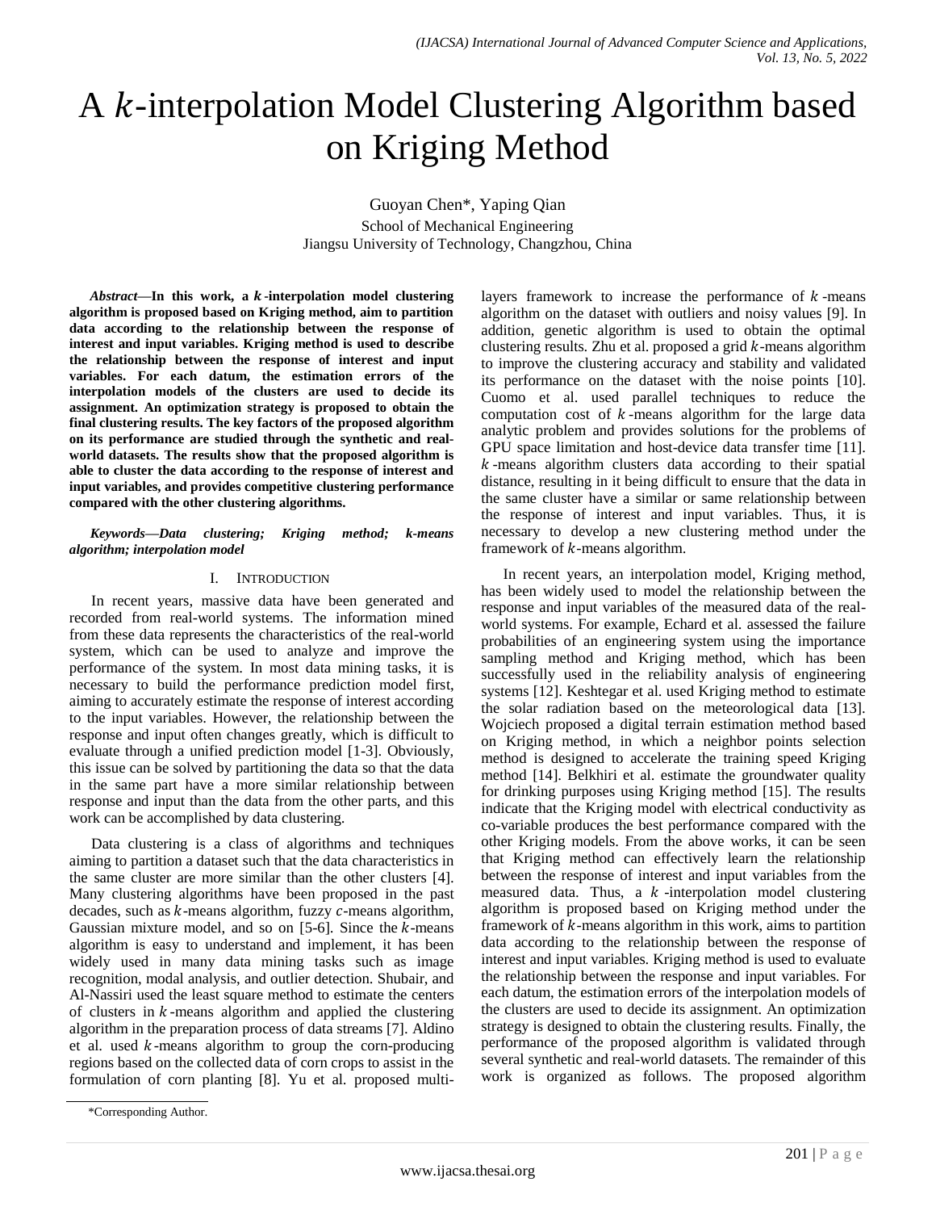# A $k$-interpolation Model Clustering Algorithm based on Kriging Method

Guoyan Chen*, Yaping Qian

School of Mechanical Engineering
Jiangsu University of Technology, Changzhou, China

***Abstract*—In this work, a $k$-interpolation model clustering algorithm is proposed based on Kriging method, aim to partition data according to the relationship between the response of interest and input variables. Kriging method is used to describe the relationship between the response of interest and input variables. For each datum, the estimation errors of the interpolation models of the clusters are used to decide its assignment. An optimization strategy is proposed to obtain the final clustering results. The key factors of the proposed algorithm on its performance are studied through the synthetic and real-world datasets. The results show that the proposed algorithm is able to cluster the data according to the response of interest and input variables, and provides competitive clustering performance compared with the other clustering algorithms.**

***Keywords*—*Data clustering; Kriging method; k-means algorithm; interpolation model***

## I. INTRODUCTION

In recent years, massive data have been generated and recorded from real-world systems. The information mined from these data represents the characteristics of the real-world system, which can be used to analyze and improve the performance of the system. In most data mining tasks, it is necessary to build the performance prediction model first, aiming to accurately estimate the response of interest according to the input variables. However, the relationship between the response and input often changes greatly, which is difficult to evaluate through a unified prediction model [1-3]. Obviously, this issue can be solved by partitioning the data so that the data in the same part have a more similar relationship between response and input than the data from the other parts, and this work can be accomplished by data clustering.

Data clustering is a class of algorithms and techniques aiming to partition a dataset such that the data characteristics in the same cluster are more similar than the other clusters [4]. Many clustering algorithms have been proposed in the past decades, such as $k$-means algorithm, fuzzy $c$-means algorithm, Gaussian mixture model, and so on [5-6]. Since the $k$-means algorithm is easy to understand and implement, it has been widely used in many data mining tasks such as image recognition, modal analysis, and outlier detection. Shubair, and Al-Nassiri used the least square method to estimate the centers of clusters in $k$-means algorithm and applied the clustering algorithm in the preparation process of data streams [7]. Aldino et al. used $k$-means algorithm to group the corn-producing regions based on the collected data of corn crops to assist in the formulation of corn planting [8]. Yu et al. proposed multi-layers framework to increase the performance of $k$-means algorithm on the dataset with outliers and noisy values [9]. In addition, genetic algorithm is used to obtain the optimal clustering results. Zhu et al. proposed a grid $k$-means algorithm to improve the clustering accuracy and stability and validated its performance on the dataset with the noise points [10]. Cuomo et al. used parallel techniques to reduce the computation cost of $k$-means algorithm for the large data analytic problem and provides solutions for the problems of GPU space limitation and host-device data transfer time [11]. $k$-means algorithm clusters data according to their spatial distance, resulting in it being difficult to ensure that the data in the same cluster have a similar or same relationship between the response of interest and input variables. Thus, it is necessary to develop a new clustering method under the framework of $k$-means algorithm.

In recent years, an interpolation model, Kriging method, has been widely used to model the relationship between the response and input variables of the measured data of the real-world systems. For example, Echard et al. assessed the failure probabilities of an engineering system using the importance sampling method and Kriging method, which has been successfully used in the reliability analysis of engineering systems [12]. Keshtegar et al. used Kriging method to estimate the solar radiation based on the meteorological data [13]. Wojciech proposed a digital terrain estimation method based on Kriging method, in which a neighbor points selection method is designed to accelerate the training speed Kriging method [14]. Belkhiri et al. estimate the groundwater quality for drinking purposes using Kriging method [15]. The results indicate that the Kriging model with electrical conductivity as co-variable produces the best performance compared with the other Kriging models. From the above works, it can be seen that Kriging method can effectively learn the relationship between the response of interest and input variables from the measured data. Thus, a $k$-interpolation model clustering algorithm is proposed based on Kriging method under the framework of $k$-means algorithm in this work, aims to partition data according to the relationship between the response of interest and input variables. Kriging method is used to evaluate the relationship between the response and input variables. For each datum, the estimation errors of the interpolation models of the clusters are used to decide its assignment. An optimization strategy is designed to obtain the clustering results. Finally, the performance of the proposed algorithm is validated through several synthetic and real-world datasets. The remainder of this work is organized as follows. The proposed algorithm

*Corresponding Author.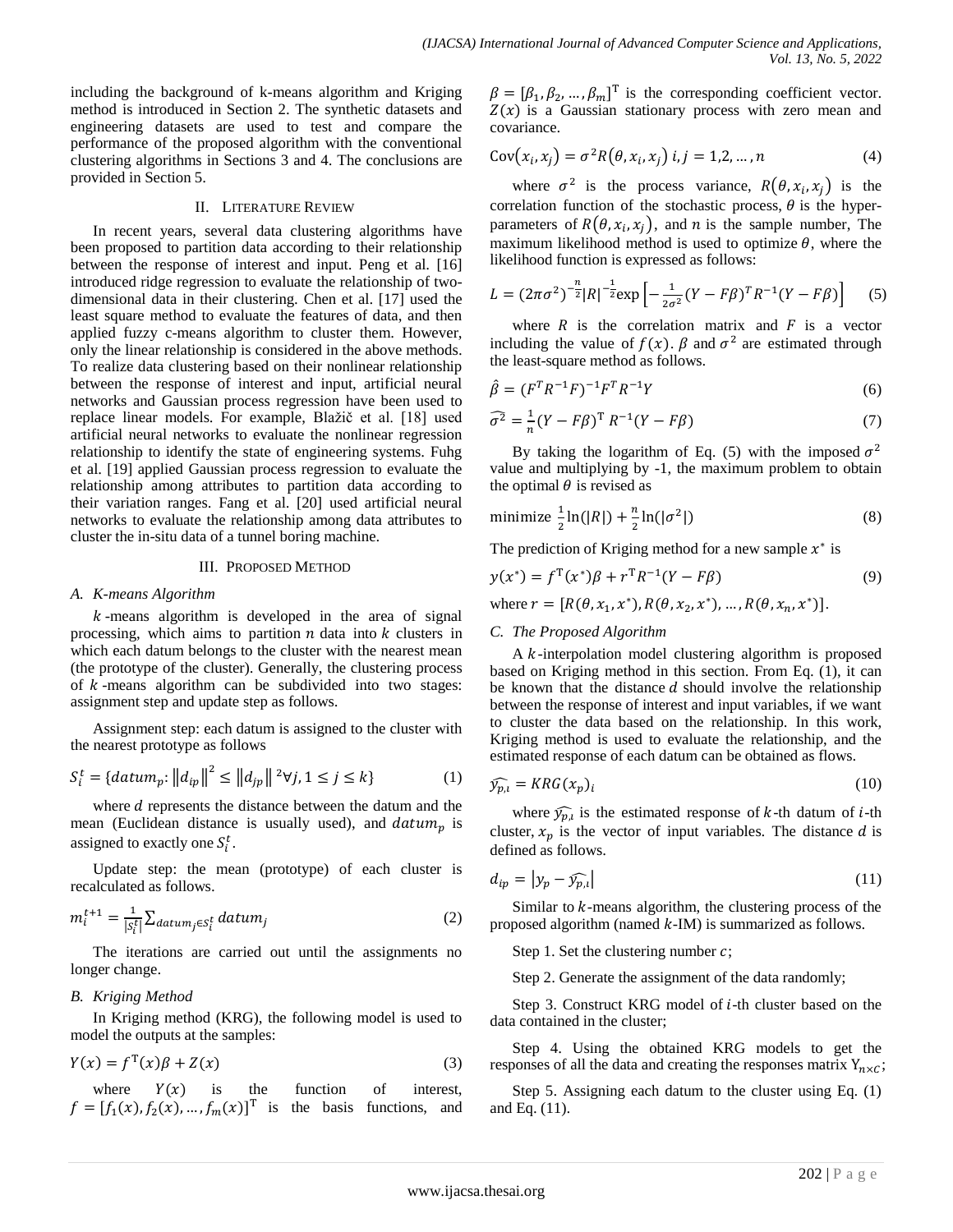including the background of k-means algorithm and Kriging method is introduced in Section 2. The synthetic datasets and engineering datasets are used to test and compare the performance of the proposed algorithm with the conventional clustering algorithms in Sections 3 and 4. The conclusions are provided in Section 5.

## II. Literature Review

In recent years, several data clustering algorithms have been proposed to partition data according to their relationship between the response of interest and input. Peng et al. [16] introduced ridge regression to evaluate the relationship of two-dimensional data in their clustering. Chen et al. [17] used the least square method to evaluate the features of data, and then applied fuzzy c-means algorithm to cluster them. However, only the linear relationship is considered in the above methods. To realize data clustering based on their nonlinear relationship between the response of interest and input, artificial neural networks and Gaussian process regression have been used to replace linear models. For example, Blažič et al. [18] used artificial neural networks to evaluate the nonlinear regression relationship to identify the state of engineering systems. Fuhg et al. [19] applied Gaussian process regression to evaluate the relationship among attributes to partition data according to their variation ranges. Fang et al. [20] used artificial neural networks to evaluate the relationship among data attributes to cluster the in-situ data of a tunnel boring machine.

## III. Proposed Method

### A. K-means Algorithm

$k$-means algorithm is developed in the area of signal processing, which aims to partition $n$ data into $k$ clusters in which each datum belongs to the cluster with the nearest mean (the prototype of the cluster). Generally, the clustering process of $k$-means algorithm can be subdivided into two stages: assignment step and update step as follows.

Assignment step: each datum is assigned to the cluster with the nearest prototype as follows

$$S_i^t = \{datum_p: \|d_{ip}\|^2 \leq \|d_{jp}\|^2 \forall j, 1 \leq j \leq k\} \tag{1}$$

where $d$ represents the distance between the datum and the mean (Euclidean distance is usually used), and $datum_p$ is assigned to exactly one $S_i^t$.

Update step: the mean (prototype) of each cluster is recalculated as follows.

$$m_i^{t+1} = \frac{1}{|S_i^t|} \sum_{datum_j \in S_i^t} datum_j \tag{2}$$

The iterations are carried out until the assignments no longer change.

### B. Kriging Method

In Kriging method (KRG), the following model is used to model the outputs at the samples:

$$Y(x) = f^{\mathrm{T}}(x)\beta + Z(x) \tag{3}$$

where $Y(x)$ is the function of interest, $f = [f_1(x), f_2(x), \ldots, f_m(x)]^{\mathrm{T}}$ is the basis functions, and $\beta = [\beta_1, \beta_2, \ldots, \beta_m]^{\mathrm{T}}$ is the corresponding coefficient vector. $Z(x)$ is a Gaussian stationary process with zero mean and covariance.

$$\mathrm{Cov}(x_i, x_j) = \sigma^2 R(\theta, x_i, x_j) \; i, j = 1, 2, \ldots, n \tag{4}$$

where $\sigma^2$ is the process variance, $R(\theta, x_i, x_j)$ is the correlation function of the stochastic process, $\theta$ is the hyper-parameters of $R(\theta, x_i, x_j)$, and $n$ is the sample number, The maximum likelihood method is used to optimize $\theta$, where the likelihood function is expressed as follows:

$$L = (2\pi\sigma^2)^{-\frac{n}{2}} |R|^{-\frac{1}{2}} \exp\left[-\frac{1}{2\sigma^2}(Y - F\beta)^T R^{-1}(Y - F\beta)\right] \tag{5}$$

where $R$ is the correlation matrix and $F$ is a vector including the value of $f(x)$. $\beta$ and $\sigma^2$ are estimated through the least-square method as follows.

$$\hat{\beta} = (F^T R^{-1} F)^{-1} F^T R^{-1} Y \tag{6}$$

$$\widehat{\sigma^2} = \frac{1}{n}(Y - F\beta)^{\mathrm{T}} R^{-1}(Y - F\beta) \tag{7}$$

By taking the logarithm of Eq. (5) with the imposed $\sigma^2$ value and multiplying by -1, the maximum problem to obtain the optimal $\theta$ is revised as

$$\text{minimize } \frac{1}{2}\ln(|R|) + \frac{n}{2}\ln(|\sigma^2|) \tag{8}$$

The prediction of Kriging method for a new sample $x^*$ is

$$y(x^*) = f^{\mathrm{T}}(x^*)\beta + r^{\mathrm{T}} R^{-1}(Y - F\beta) \tag{9}$$

where $r = [R(\theta, x_1, x^*), R(\theta, x_2, x^*), \ldots, R(\theta, x_n, x^*)]$.

### C. The Proposed Algorithm

A $k$-interpolation model clustering algorithm is proposed based on Kriging method in this section. From Eq. (1), it can be known that the distance $d$ should involve the relationship between the response of interest and input variables, if we want to cluster the data based on the relationship. In this work, Kriging method is used to evaluate the relationship, and the estimated response of each datum can be obtained as flows.

$$\widehat{y_{p,i}} = KRG(x_p)_i \tag{10}$$

where $\widehat{y_{p,i}}$ is the estimated response of $k$-th datum of $i$-th cluster, $x_p$ is the vector of input variables. The distance $d$ is defined as follows.

$$d_{ip} = |y_p - \widehat{y_{p,i}}| \tag{11}$$

Similar to $k$-means algorithm, the clustering process of the proposed algorithm (named $k$-IM) is summarized as follows.

Step 1. Set the clustering number $c$;

Step 2. Generate the assignment of the data randomly;

Step 3. Construct KRG model of $i$-th cluster based on the data contained in the cluster;

Step 4. Using the obtained KRG models to get the responses of all the data and creating the responses matrix $Y_{n \times C}$;

Step 5. Assigning each datum to the cluster using Eq. (1) and Eq. (11).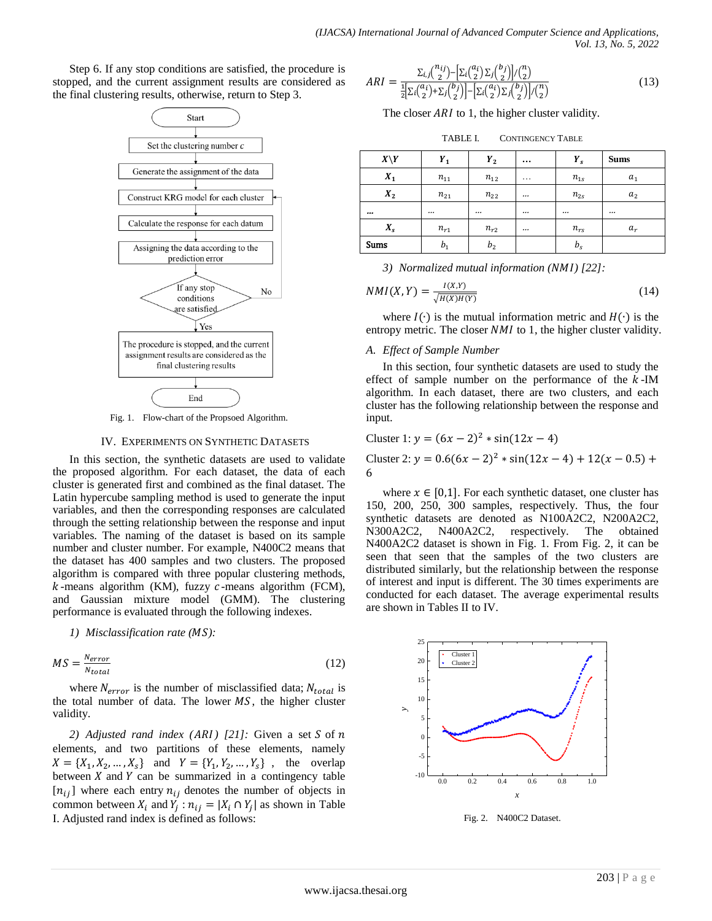Step 6. If any stop conditions are satisfied, the procedure is stopped, and the current assignment results are considered as the final clustering results, otherwise, return to Step 3.

Fig. 1. Flow-chart of the Propsoed Algorithm.

## IV. Experiments on Synthetic Datasets

In this section, the synthetic datasets are used to validate the proposed algorithm. For each dataset, the data of each cluster is generated first and combined as the final dataset. The Latin hypercube sampling method is used to generate the input variables, and then the corresponding responses are calculated through the setting relationship between the response and input variables. The naming of the dataset is based on its sample number and cluster number. For example, N400C2 means that the dataset has 400 samples and two clusters. The proposed algorithm is compared with three popular clustering methods, $k$-means algorithm (KM), fuzzy $c$-means algorithm (FCM), and Gaussian mixture model (GMM). The clustering performance is evaluated through the following indexes.

*1) Misclassification rate ($MS$):*

$$MS = \frac{N_{error}}{N_{total}} \tag{12}$$

where $N_{error}$ is the number of misclassified data; $N_{total}$ is the total number of data. The lower $MS$, the higher cluster validity.

*2) Adjusted rand index ($ARI$) [21]:* Given a set $S$ of $n$ elements, and two partitions of these elements, namely $X = \{X_1, X_2, \ldots, X_s\}$ and $Y = \{Y_1, Y_2, \ldots, Y_s\}$, the overlap between $X$ and $Y$ can be summarized in a contingency table $[n_{ij}]$ where each entry $n_{ij}$ denotes the number of objects in common between $X_i$ and $Y_j$ : $n_{ij} = |X_i \cap Y_j|$ as shown in Table I. Adjusted rand index is defined as follows:

$$ARI = \frac{\sum_{i,j}\binom{n_{ij}}{2} - \left[\sum_i\binom{a_i}{2}\sum_j\binom{b_j}{2}\right]/\binom{n}{2}}{\frac{1}{2}\left[\sum_i\binom{a_i}{2}+\sum_j\binom{b_j}{2}\right] - \left[\sum_i\binom{a_i}{2}\sum_j\binom{b_j}{2}\right]/\binom{n}{2}} \tag{13}$$

The closer $ARI$ to 1, the higher cluster validity.

TABLE I. Contingency Table

| $X\backslash Y$ | $Y_1$ | $Y_2$ | … | $Y_s$ | Sums |
|---|---|---|---|---|---|
| $X_1$ | $n_{11}$ | $n_{12}$ | … | $n_{1s}$ | $a_1$ |
| $X_2$ | $n_{21}$ | $n_{22}$ | … | $n_{2s}$ | $a_2$ |
| … | … | … | … | … | … |
| $X_s$ | $n_{r1}$ | $n_{r2}$ | … | $n_{rs}$ | $a_r$ |
| Sums | $b_1$ | $b_2$ | | $b_s$ | |

*3) Normalized mutual information ($NMI$) [22]:*

$$NMI(X,Y) = \frac{I(X,Y)}{\sqrt{H(X)H(Y)}} \tag{14}$$

where $I(\cdot)$ is the mutual information metric and $H(\cdot)$ is the entropy metric. The closer $NMI$ to 1, the higher cluster validity.

### A. Effect of Sample Number

In this section, four synthetic datasets are used to study the effect of sample number on the performance of the $k$-IM algorithm. In each dataset, there are two clusters, and each cluster has the following relationship between the response and input.

Cluster 1: $y = (6x-2)^2 * \sin(12x-4)$

Cluster 2: $y = 0.6(6x-2)^2 * \sin(12x-4) + 12(x-0.5) + 6$

where $x \in [0,1]$. For each synthetic dataset, one cluster has 150, 200, 250, 300 samples, respectively. Thus, the four synthetic datasets are denoted as N100A2C2, N200A2C2, N300A2C2, N400A2C2, respectively. The obtained N400A2C2 dataset is shown in Fig. 1. From Fig. 2, it can be seen that seen that the samples of the two clusters are distributed similarly, but the relationship between the response of interest and input is different. The 30 times experiments are conducted for each dataset. The average experimental results are shown in Tables II to IV.

Fig. 2. N400C2 Dataset.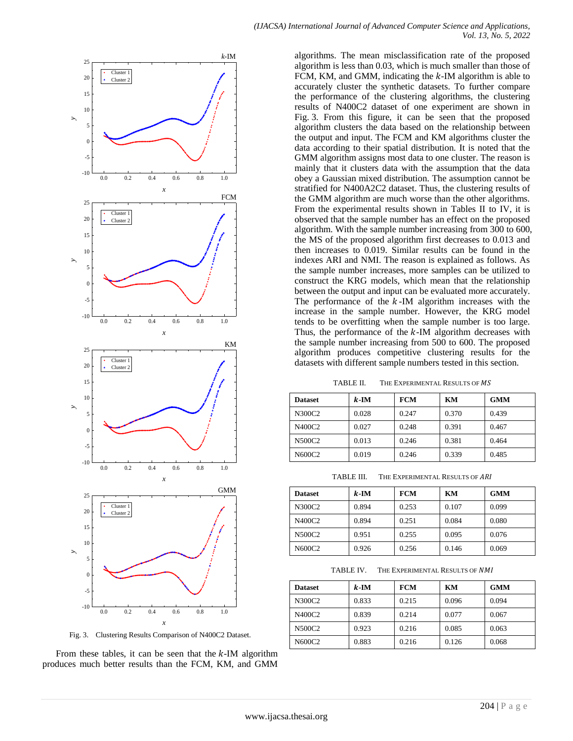Fig. 3. Clustering Results Comparison of N400C2 Dataset.

From these tables, it can be seen that the $k$-IM algorithm produces much better results than the FCM, KM, and GMM algorithms. The mean misclassification rate of the proposed algorithm is less than 0.03, which is much smaller than those of FCM, KM, and GMM, indicating the $k$-IM algorithm is able to accurately cluster the synthetic datasets. To further compare the performance of the clustering algorithms, the clustering results of N400C2 dataset of one experiment are shown in Fig. 3. From this figure, it can be seen that the proposed algorithm clusters the data based on the relationship between the output and input. The FCM and KM algorithms cluster the data according to their spatial distribution. It is noted that the GMM algorithm assigns most data to one cluster. The reason is mainly that it clusters data with the assumption that the data obey a Gaussian mixed distribution. The assumption cannot be stratified for N400A2C2 dataset. Thus, the clustering results of the GMM algorithm are much worse than the other algorithms. From the experimental results shown in Tables II to IV, it is observed that the sample number has an effect on the proposed algorithm. With the sample number increasing from 300 to 600, the MS of the proposed algorithm first decreases to 0.013 and then increases to 0.019. Similar results can be found in the indexes ARI and NMI. The reason is explained as follows. As the sample number increases, more samples can be utilized to construct the KRG models, which mean that the relationship between the output and input can be evaluated more accurately. The performance of the $k$-IM algorithm increases with the increase in the sample number. However, the KRG model tends to be overfitting when the sample number is too large. Thus, the performance of the $k$-IM algorithm decreases with the sample number increasing from 500 to 600. The proposed algorithm produces competitive clustering results for the datasets with different sample numbers tested in this section.

TABLE II. THE EXPERIMENTAL RESULTS OF *MS*

| Dataset | **$k$-IM** | FCM | KM | GMM |
|---|---|---|---|---|
| N300C2 | 0.028 | 0.247 | 0.370 | 0.439 |
| N400C2 | 0.027 | 0.248 | 0.391 | 0.467 |
| N500C2 | 0.013 | 0.246 | 0.381 | 0.464 |
| N600C2 | 0.019 | 0.246 | 0.339 | 0.485 |

TABLE III. THE EXPERIMENTAL RESULTS OF *ARI*

| Dataset | **$k$-IM** | FCM | KM | GMM |
|---|---|---|---|---|
| N300C2 | 0.894 | 0.253 | 0.107 | 0.099 |
| N400C2 | 0.894 | 0.251 | 0.084 | 0.080 |
| N500C2 | 0.951 | 0.255 | 0.095 | 0.076 |
| N600C2 | 0.926 | 0.256 | 0.146 | 0.069 |

TABLE IV. THE EXPERIMENTAL RESULTS OF *NMI*

| Dataset | **$k$-IM** | FCM | KM | GMM |
|---|---|---|---|---|
| N300C2 | 0.833 | 0.215 | 0.096 | 0.094 |
| N400C2 | 0.839 | 0.214 | 0.077 | 0.067 |
| N500C2 | 0.923 | 0.216 | 0.085 | 0.063 |
| N600C2 | 0.883 | 0.216 | 0.126 | 0.068 |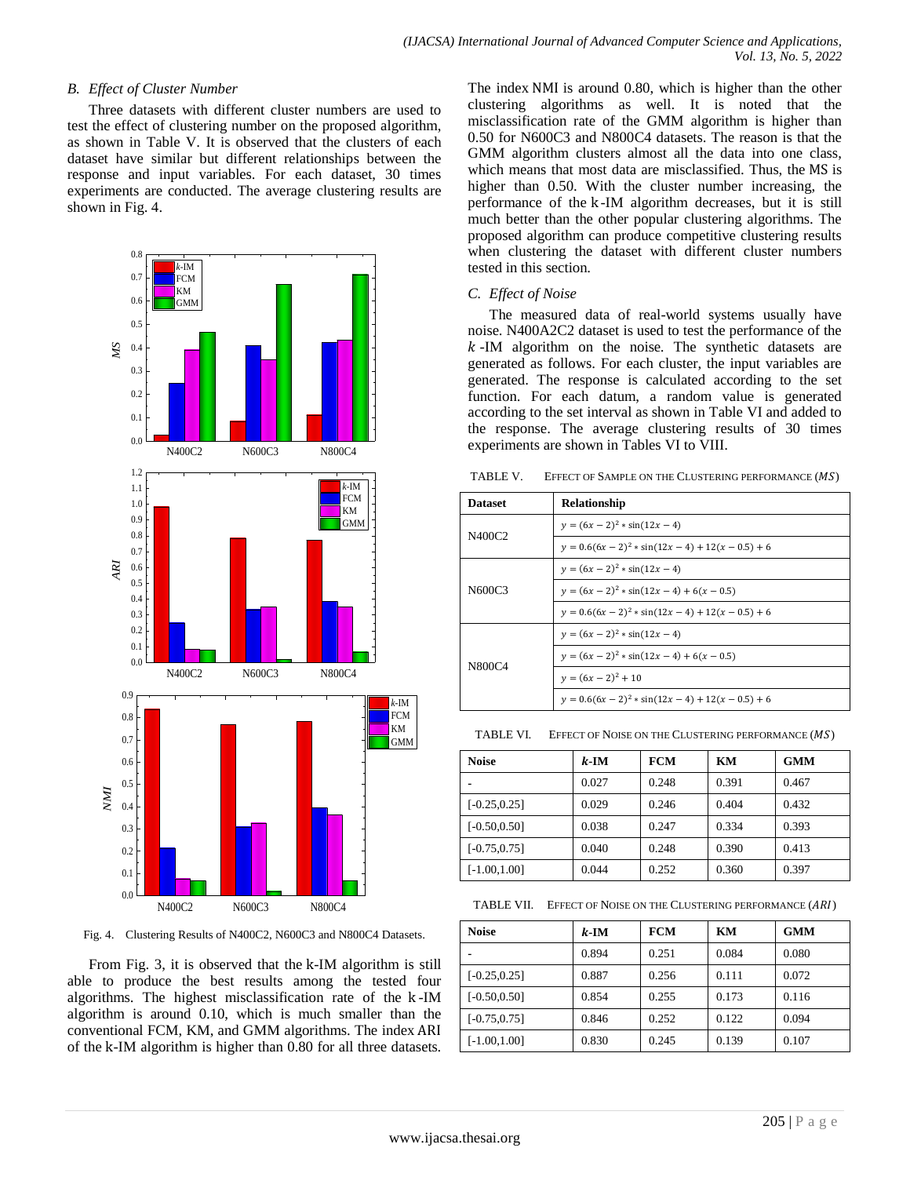### B. Effect of Cluster Number

Three datasets with different cluster numbers are used to test the effect of clustering number on the proposed algorithm, as shown in Table V. It is observed that the clusters of each dataset have similar but different relationships between the response and input variables. For each dataset, 30 times experiments are conducted. The average clustering results are shown in Fig. 4.

Fig. 4. Clustering Results of N400C2, N600C3 and N800C4 Datasets.

From Fig. 3, it is observed that the k-IM algorithm is still able to produce the best results among the tested four algorithms. The highest misclassification rate of the k-IM algorithm is around 0.10, which is much smaller than the conventional FCM, KM, and GMM algorithms. The index ARI of the k-IM algorithm is higher than 0.80 for all three datasets. The index NMI is around 0.80, which is higher than the other clustering algorithms as well. It is noted that the misclassification rate of the GMM algorithm is higher than 0.50 for N600C3 and N800C4 datasets. The reason is that the GMM algorithm clusters almost all the data into one class, which means that most data are misclassified. Thus, the MS is higher than 0.50. With the cluster number increasing, the performance of the k-IM algorithm decreases, but it is still much better than the other popular clustering algorithms. The proposed algorithm can produce competitive clustering results when clustering the dataset with different cluster numbers tested in this section.

### C. Effect of Noise

The measured data of real-world systems usually have noise. N400A2C2 dataset is used to test the performance of the $k$-IM algorithm on the noise. The synthetic datasets are generated as follows. For each cluster, the input variables are generated. The response is calculated according to the set function. For each datum, a random value is generated according to the set interval as shown in Table VI and added to the response. The average clustering results of 30 times experiments are shown in Tables VI to VIII.

TABLE V. EFFECT OF SAMPLE ON THE CLUSTERING PERFORMANCE ($MS$)

| Dataset | Relationship |
|---|---|
| N400C2 | $y=(6x-2)^2*\sin(12x-4)$ |
| | $y=0.6(6x-2)^2*\sin(12x-4)+12(x-0.5)+6$ |
| N600C3 | $y=(6x-2)^2*\sin(12x-4)$ |
| | $y=(6x-2)^2*\sin(12x-4)+6(x-0.5)$ |
| | $y=0.6(6x-2)^2*\sin(12x-4)+12(x-0.5)+6$ |
| N800C4 | $y=(6x-2)^2*\sin(12x-4)$ |
| | $y=(6x-2)^2*\sin(12x-4)+6(x-0.5)$ |
| | $y=(6x-2)^2+10$ |
| | $y=0.6(6x-2)^2*\sin(12x-4)+12(x-0.5)+6$ |

TABLE VI. EFFECT OF NOISE ON THE CLUSTERING PERFORMANCE ($MS$)

| Noise | $k$-IM | FCM | KM | GMM |
|---|---|---|---|---|
| - | 0.027 | 0.248 | 0.391 | 0.467 |
| [-0.25,0.25] | 0.029 | 0.246 | 0.404 | 0.432 |
| [-0.50,0.50] | 0.038 | 0.247 | 0.334 | 0.393 |
| [-0.75,0.75] | 0.040 | 0.248 | 0.390 | 0.413 |
| [-1.00,1.00] | 0.044 | 0.252 | 0.360 | 0.397 |

TABLE VII. EFFECT OF NOISE ON THE CLUSTERING PERFORMANCE ($ARI$)

| Noise | $k$-IM | FCM | KM | GMM |
|---|---|---|---|---|
| - | 0.894 | 0.251 | 0.084 | 0.080 |
| [-0.25,0.25] | 0.887 | 0.256 | 0.111 | 0.072 |
| [-0.50,0.50] | 0.854 | 0.255 | 0.173 | 0.116 |
| [-0.75,0.75] | 0.846 | 0.252 | 0.122 | 0.094 |
| [-1.00,1.00] | 0.830 | 0.245 | 0.139 | 0.107 |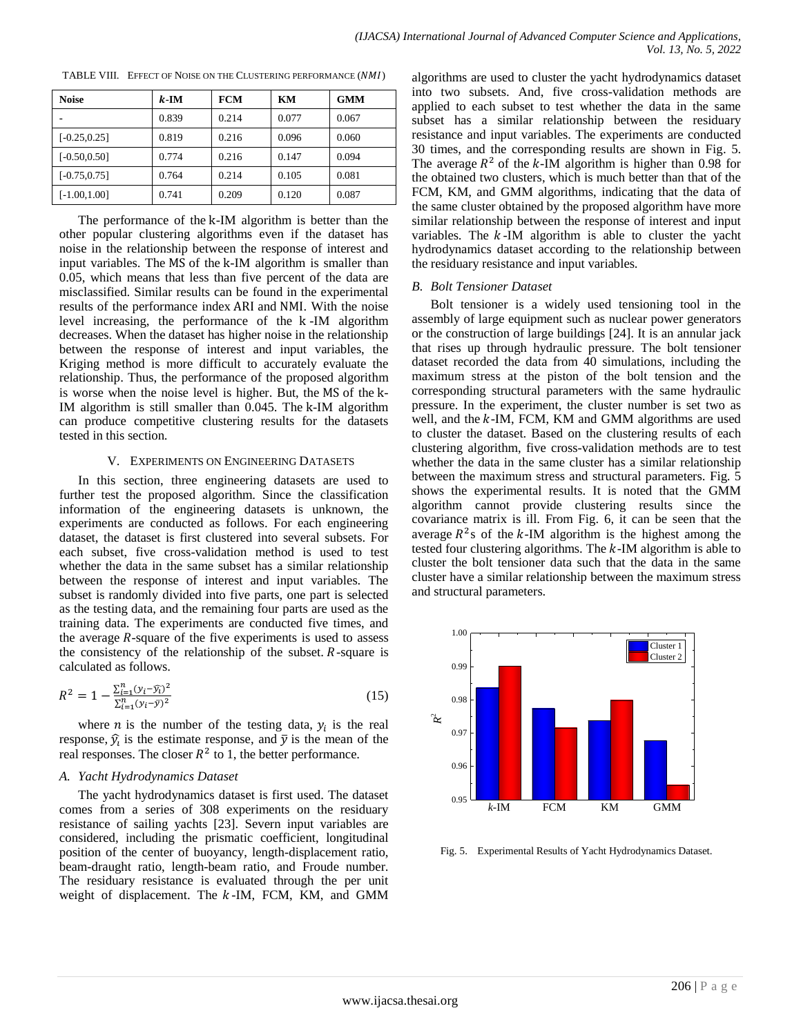TABLE VIII. EFFECT OF NOISE ON THE CLUSTERING PERFORMANCE ($NMI$)

| Noise | $k$-IM | FCM | KM | GMM |
|---|---|---|---|---|
| - | 0.839 | 0.214 | 0.077 | 0.067 |
| [-0.25,0.25] | 0.819 | 0.216 | 0.096 | 0.060 |
| [-0.50,0.50] | 0.774 | 0.216 | 0.147 | 0.094 |
| [-0.75,0.75] | 0.764 | 0.214 | 0.105 | 0.081 |
| [-1.00,1.00] | 0.741 | 0.209 | 0.120 | 0.087 |

The performance of the k-IM algorithm is better than the other popular clustering algorithms even if the dataset has noise in the relationship between the response of interest and input variables. The MS of the k-IM algorithm is smaller than 0.05, which means that less than five percent of the data are misclassified. Similar results can be found in the experimental results of the performance index ARI and NMI. With the noise level increasing, the performance of the k-IM algorithm decreases. When the dataset has higher noise in the relationship between the response of interest and input variables, the Kriging method is more difficult to accurately evaluate the relationship. Thus, the performance of the proposed algorithm is worse when the noise level is higher. But, the MS of the k-IM algorithm is still smaller than 0.045. The k-IM algorithm can produce competitive clustering results for the datasets tested in this section.

## V. EXPERIMENTS ON ENGINEERING DATASETS

In this section, three engineering datasets are used to further test the proposed algorithm. Since the classification information of the engineering datasets is unknown, the experiments are conducted as follows. For each engineering dataset, the dataset is first clustered into several subsets. For each subset, five cross-validation method is used to test whether the data in the same subset has a similar relationship between the response of interest and input variables. The subset is randomly divided into five parts, one part is selected as the testing data, and the remaining four parts are used as the training data. The experiments are conducted five times, and the average $R$-square of the five experiments is used to assess the consistency of the relationship of the subset. $R$-square is calculated as follows.

$$R^2 = 1 - \frac{\sum_{i=1}^{n}(y_i - \hat{y_i})^2}{\sum_{i=1}^{n}(y_i - \bar{y})^2} \tag{15}$$

where $n$ is the number of the testing data, $y_i$ is the real response, $\hat{y_i}$ is the estimate response, and $\bar{y}$ is the mean of the real responses. The closer $R^2$ to 1, the better performance.

### A. Yacht Hydrodynamics Dataset

The yacht hydrodynamics dataset is first used. The dataset comes from a series of 308 experiments on the residuary resistance of sailing yachts [23]. Severn input variables are considered, including the prismatic coefficient, longitudinal position of the center of buoyancy, length-displacement ratio, beam-draught ratio, length-beam ratio, and Froude number. The residuary resistance is evaluated through the per unit weight of displacement. The $k$-IM, FCM, KM, and GMM algorithms are used to cluster the yacht hydrodynamics dataset into two subsets. And, five cross-validation methods are applied to each subset to test whether the data in the same subset has a similar relationship between the residuary resistance and input variables. The experiments are conducted 30 times, and the corresponding results are shown in Fig. 5. The average $R^2$ of the $k$-IM algorithm is higher than 0.98 for the obtained two clusters, which is much better than that of the FCM, KM, and GMM algorithms, indicating that the data of the same cluster obtained by the proposed algorithm have more similar relationship between the response of interest and input variables. The $k$-IM algorithm is able to cluster the yacht hydrodynamics dataset according to the relationship between the residuary resistance and input variables.

### B. Bolt Tensioner Dataset

Bolt tensioner is a widely used tensioning tool in the assembly of large equipment such as nuclear power generators or the construction of large buildings [24]. It is an annular jack that rises up through hydraulic pressure. The bolt tensioner dataset recorded the data from 40 simulations, including the maximum stress at the piston of the bolt tension and the corresponding structural parameters with the same hydraulic pressure. In the experiment, the cluster number is set two as well, and the $k$-IM, FCM, KM and GMM algorithms are used to cluster the dataset. Based on the clustering results of each clustering algorithm, five cross-validation methods are to test whether the data in the same cluster has a similar relationship between the maximum stress and structural parameters. Fig. 5 shows the experimental results. It is noted that the GMM algorithm cannot provide clustering results since the covariance matrix is ill. From Fig. 6, it can be seen that the average $R^2$s of the $k$-IM algorithm is the highest among the tested four clustering algorithms. The $k$-IM algorithm is able to cluster the bolt tensioner data such that the data in the same cluster have a similar relationship between the maximum stress and structural parameters.

Fig. 5. Experimental Results of Yacht Hydrodynamics Dataset.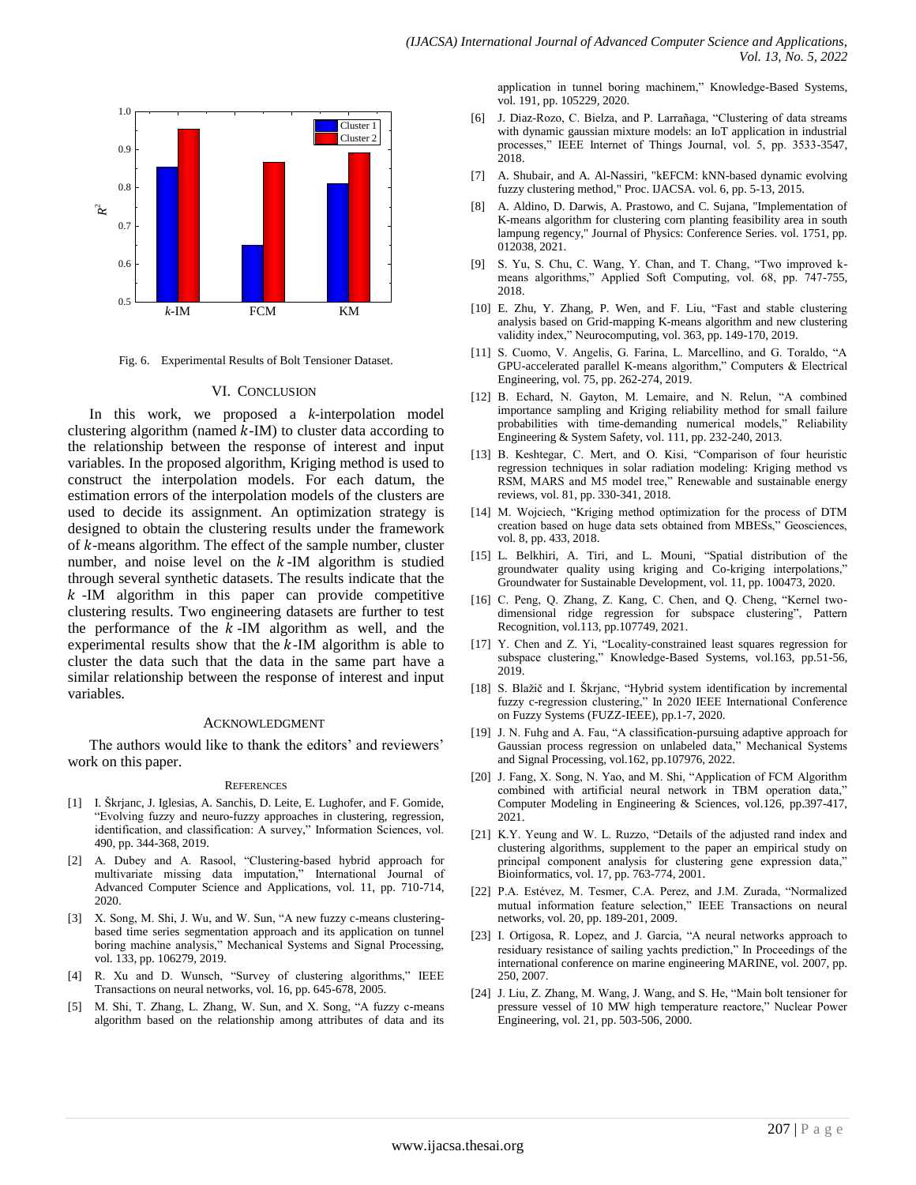1.0

0.9

0.8

$R^2$

0.7

0.6

0.5

Cluster 1

Cluster 2

$k$-IM

FCM

KM

Fig. 6. Experimental Results of Bolt Tensioner Dataset.

## VI. Conclusion

In this work, we proposed a $k$-interpolation model clustering algorithm (named $k$-IM) to cluster data according to the relationship between the response of interest and input variables. In the proposed algorithm, Kriging method is used to construct the interpolation models. For each datum, the estimation errors of the interpolation models of the clusters are used to decide its assignment. An optimization strategy is designed to obtain the clustering results under the framework of $k$-means algorithm. The effect of the sample number, cluster number, and noise level on the $k$-IM algorithm is studied through several synthetic datasets. The results indicate that the $k$-IM algorithm in this paper can provide competitive clustering results. Two engineering datasets are further to test the performance of the $k$-IM algorithm as well, and the experimental results show that the $k$-IM algorithm is able to cluster the data such that the data in the same part have a similar relationship between the response of interest and input variables.

## Acknowledgment

The authors would like to thank the editors' and reviewers' work on this paper.

## References

[1] I. Škrjanc, J. Iglesias, A. Sanchis, D. Leite, E. Lughofer, and F. Gomide, "Evolving fuzzy and neuro-fuzzy approaches in clustering, regression, identification, and classification: A survey," Information Sciences, vol. 490, pp. 344-368, 2019.

[2] A. Dubey and A. Rasool, "Clustering-based hybrid approach for multivariate missing data imputation," International Journal of Advanced Computer Science and Applications, vol. 11, pp. 710-714, 2020.

[3] X. Song, M. Shi, J. Wu, and W. Sun, "A new fuzzy c-means clustering-based time series segmentation approach and its application on tunnel boring machine analysis," Mechanical Systems and Signal Processing, vol. 133, pp. 106279, 2019.

[4] R. Xu and D. Wunsch, "Survey of clustering algorithms," IEEE Transactions on neural networks, vol. 16, pp. 645-678, 2005.

[5] M. Shi, T. Zhang, L. Zhang, W. Sun, and X. Song, "A fuzzy c-means algorithm based on the relationship among attributes of data and its application in tunnel boring machinem," Knowledge-Based Systems, vol. 191, pp. 105229, 2020.

[6] J. Diaz-Rozo, C. Bielza, and P. Larrañaga, "Clustering of data streams with dynamic gaussian mixture models: an IoT application in industrial processes," IEEE Internet of Things Journal, vol. 5, pp. 3533-3547, 2018.

[7] A. Shubair, and A. Al-Nassiri, "kEFCM: kNN-based dynamic evolving fuzzy clustering method," Proc. IJACSA. vol. 6, pp. 5-13, 2015.

[8] A. Aldino, D. Darwis, A. Prastowo, and C. Sujana, "Implementation of K-means algorithm for clustering corn planting feasibility area in south lampung regency," Journal of Physics: Conference Series. vol. 1751, pp. 012038, 2021.

[9] S. Yu, S. Chu, C. Wang, Y. Chan, and T. Chang, "Two improved k-means algorithms," Applied Soft Computing, vol. 68, pp. 747-755, 2018.

[10] E. Zhu, Y. Zhang, P. Wen, and F. Liu, "Fast and stable clustering analysis based on Grid-mapping K-means algorithm and new clustering validity index," Neurocomputing, vol. 363, pp. 149-170, 2019.

[11] S. Cuomo, V. Angelis, G. Farina, L. Marcellino, and G. Toraldo, "A GPU-accelerated parallel K-means algorithm," Computers & Electrical Engineering, vol. 75, pp. 262-274, 2019.

[12] B. Echard, N. Gayton, M. Lemaire, and N. Relun, "A combined importance sampling and Kriging reliability method for small failure probabilities with time-demanding numerical models," Reliability Engineering & System Safety, vol. 111, pp. 232-240, 2013.

[13] B. Keshtegar, C. Mert, and O. Kisi, "Comparison of four heuristic regression techniques in solar radiation modeling: Kriging method vs RSM, MARS and M5 model tree," Renewable and sustainable energy reviews, vol. 81, pp. 330-341, 2018.

[14] M. Wojciech, "Kriging method optimization for the process of DTM creation based on huge data sets obtained from MBESs," Geosciences, vol. 8, pp. 433, 2018.

[15] L. Belkhiri, A. Tiri, and L. Mouni, "Spatial distribution of the groundwater quality using kriging and Co-kriging interpolations," Groundwater for Sustainable Development, vol. 11, pp. 100473, 2020.

[16] C. Peng, Q. Zhang, Z. Kang, C. Chen, and Q. Cheng, "Kernel two-dimensional ridge regression for subspace clustering", Pattern Recognition, vol.113, pp.107749, 2021.

[17] Y. Chen and Z. Yi, "Locality-constrained least squares regression for subspace clustering," Knowledge-Based Systems, vol.163, pp.51-56, 2019.

[18] S. Blažič and I. Škrjanc, "Hybrid system identification by incremental fuzzy c-regression clustering," In 2020 IEEE International Conference on Fuzzy Systems (FUZZ-IEEE), pp.1-7, 2020.

[19] J. N. Fuhg and A. Fau, "A classification-pursuing adaptive approach for Gaussian process regression on unlabeled data," Mechanical Systems and Signal Processing, vol.162, pp.107976, 2022.

[20] J. Fang, X. Song, N. Yao, and M. Shi, "Application of FCM Algorithm combined with artificial neural network in TBM operation data," Computer Modeling in Engineering & Sciences, vol.126, pp.397-417, 2021.

[21] K.Y. Yeung and W. L. Ruzzo, "Details of the adjusted rand index and clustering algorithms, supplement to the paper an empirical study on principal component analysis for clustering gene expression data," Bioinformatics, vol. 17, pp. 763-774, 2001.

[22] P.A. Estévez, M. Tesmer, C.A. Perez, and J.M. Zurada, "Normalized mutual information feature selection," IEEE Transactions on neural networks, vol. 20, pp. 189-201, 2009.

[23] I. Ortigosa, R. Lopez, and J. Garcia, "A neural networks approach to residuary resistance of sailing yachts prediction," In Proceedings of the international conference on marine engineering MARINE, vol. 2007, pp. 250, 2007.

[24] J. Liu, Z. Zhang, M. Wang, J. Wang, and S. He, "Main bolt tensioner for pressure vessel of 10 MW high temperature reactore," Nuclear Power Engineering, vol. 21, pp. 503-506, 2000.